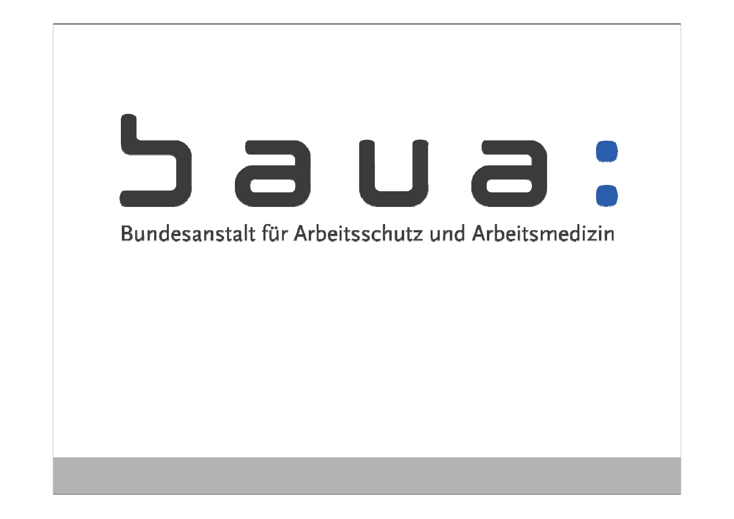# baua:

Bundesanstalt für Arbeitsschutz und Arbeitsmedizin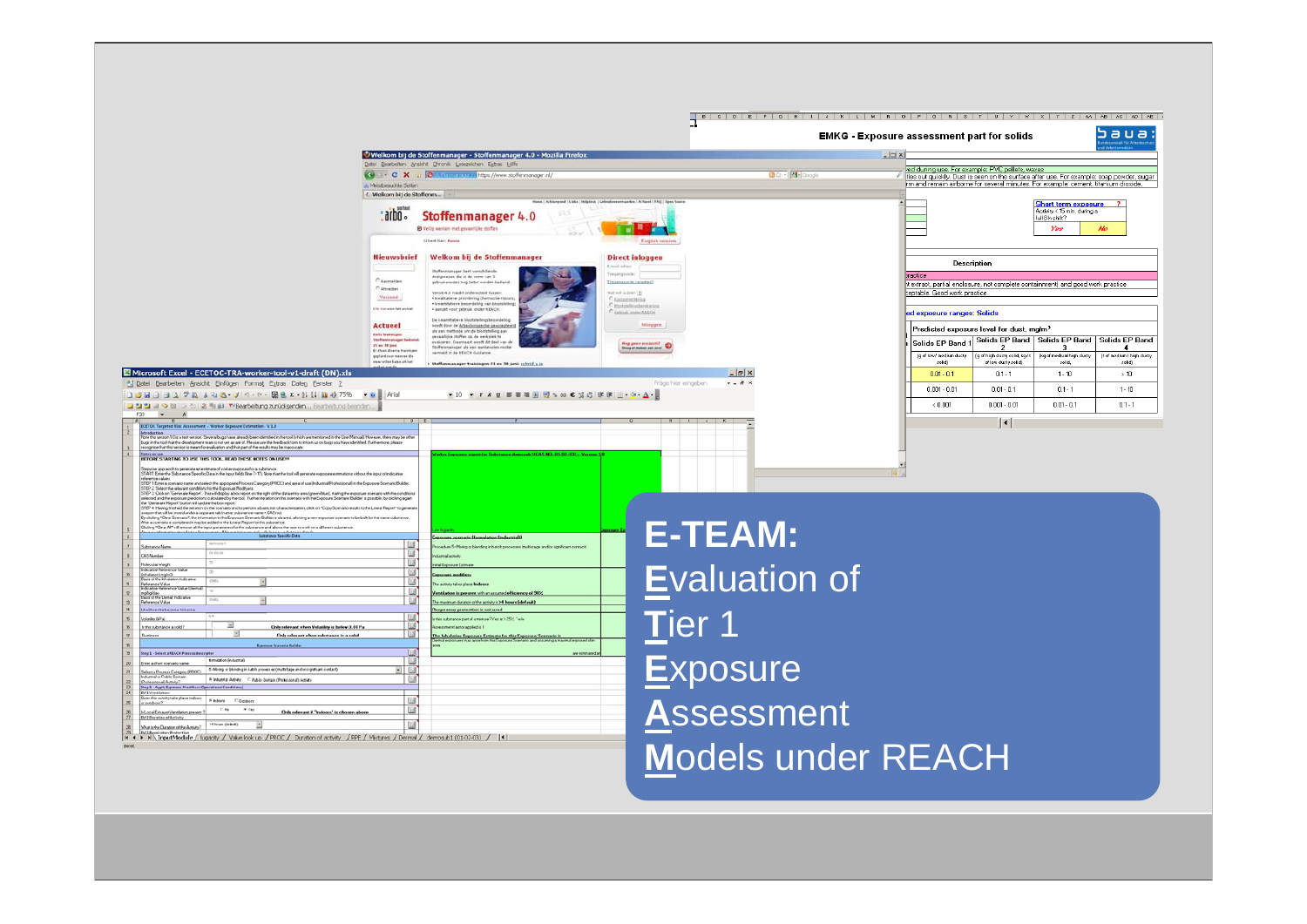# E-TEAM:

**E**valuation of
**T**ier 1
**E**xposure
**A**ssessment
**M**odels under REACH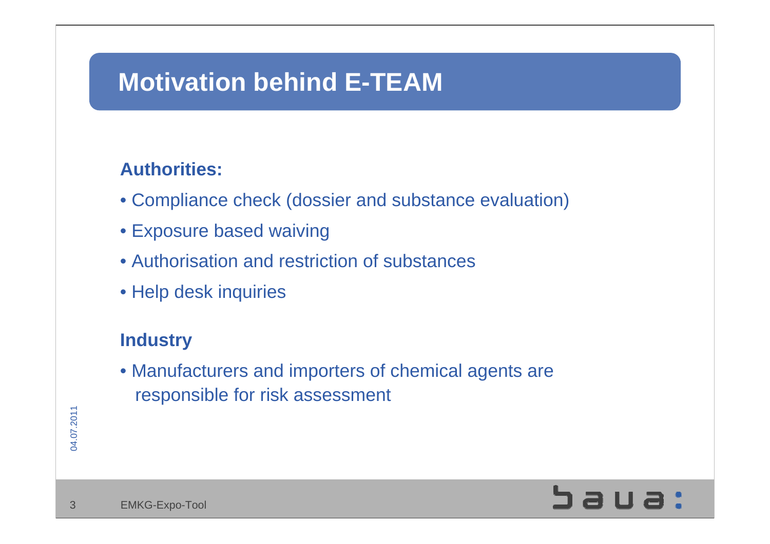# Motivation behind E-TEAM

**Authorities:**

- Compliance check (dossier and substance evaluation)
- Exposure based waiving
- Authorisation and restriction of substances
- Help desk inquiries

**Industry**

- Manufacturers and importers of chemical agents are responsible for risk assessment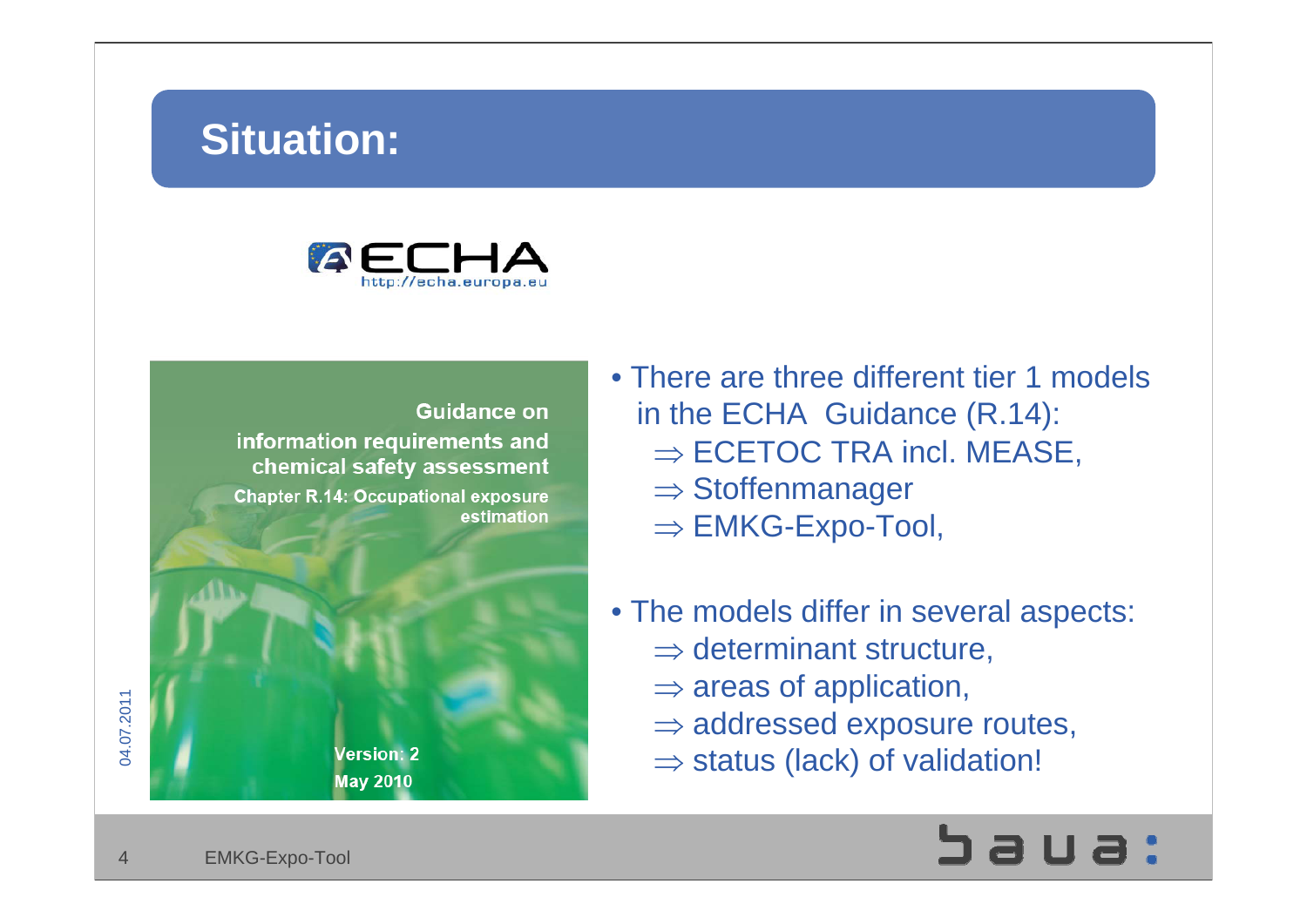# Situation:

ECHA
http://echa.europa.eu

Guidance on
information requirements and
chemical safety assessment
Chapter R.14: Occupational exposure
estimation

Version: 2
May 2010

- There are three different tier 1 models in the ECHA Guidance (R.14):
  - ⇒ ECETOC TRA incl. MEASE,
  - ⇒ Stoffenmanager
  - ⇒ EMKG-Expo-Tool,
- The models differ in several aspects:
  - ⇒ determinant structure,
  - ⇒ areas of application,
  - ⇒ addressed exposure routes,
  - ⇒ status (lack) of validation!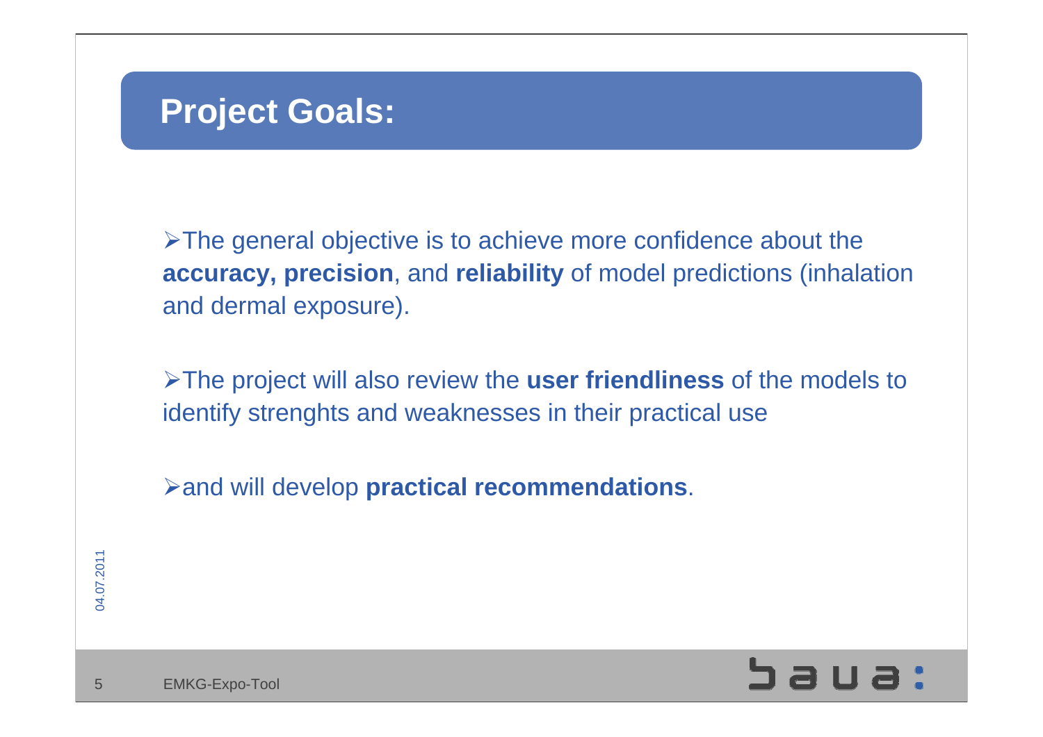# Project Goals:

- The general objective is to achieve more confidence about the **accuracy, precision**, and **reliability** of model predictions (inhalation and dermal exposure).

- The project will also review the **user friendliness** of the models to identify strenghts and weaknesses in their practical use

- and will develop **practical recommendations**.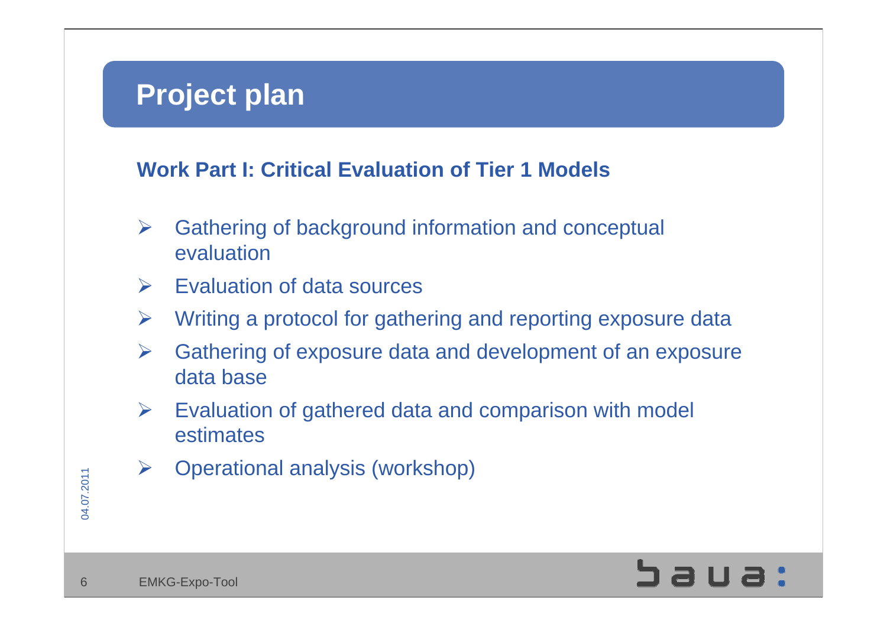# Project plan

## Work Part I: Critical Evaluation of Tier 1 Models

- Gathering of background information and conceptual evaluation
- Evaluation of data sources
- Writing a protocol for gathering and reporting exposure data
- Gathering of exposure data and development of an exposure data base
- Evaluation of gathered data and comparison with model estimates
- Operational analysis (workshop)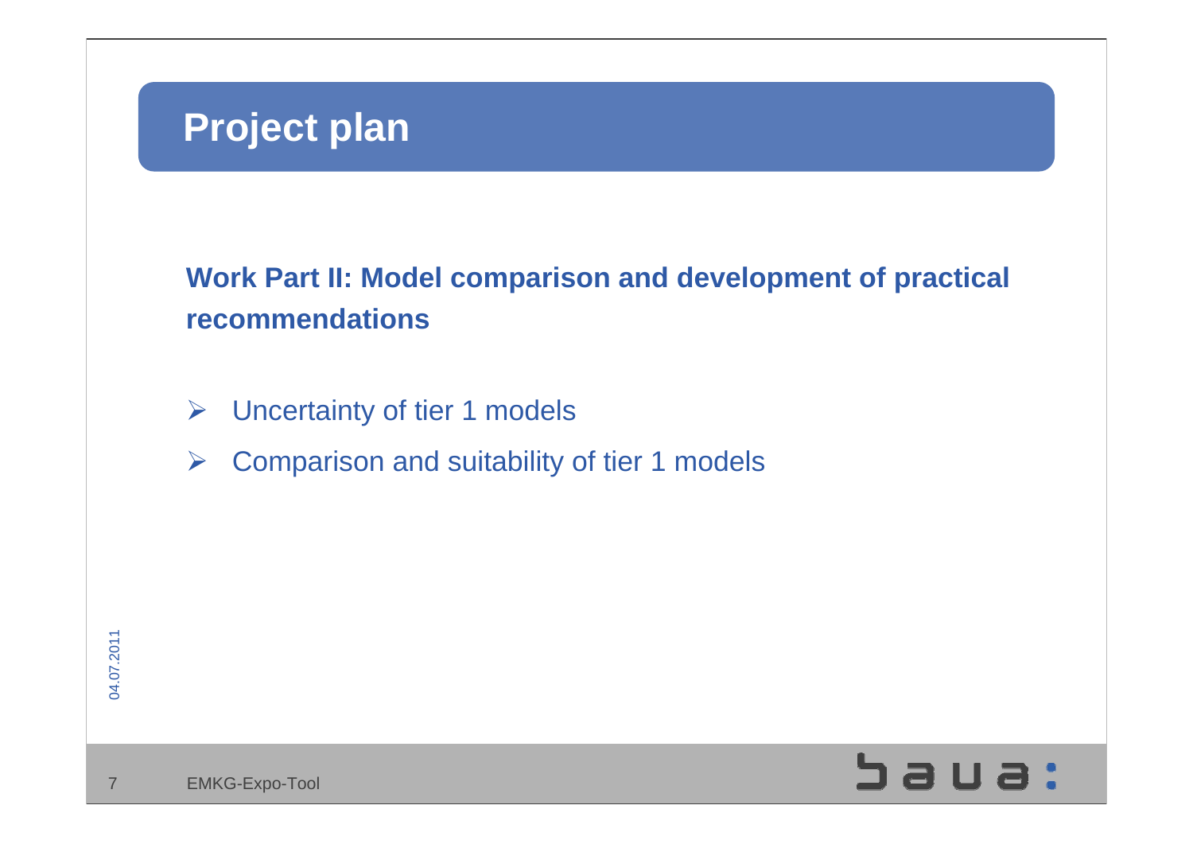# Project plan

**Work Part II: Model comparison and development of practical recommendations**

- Uncertainty of tier 1 models
- Comparison and suitability of tier 1 models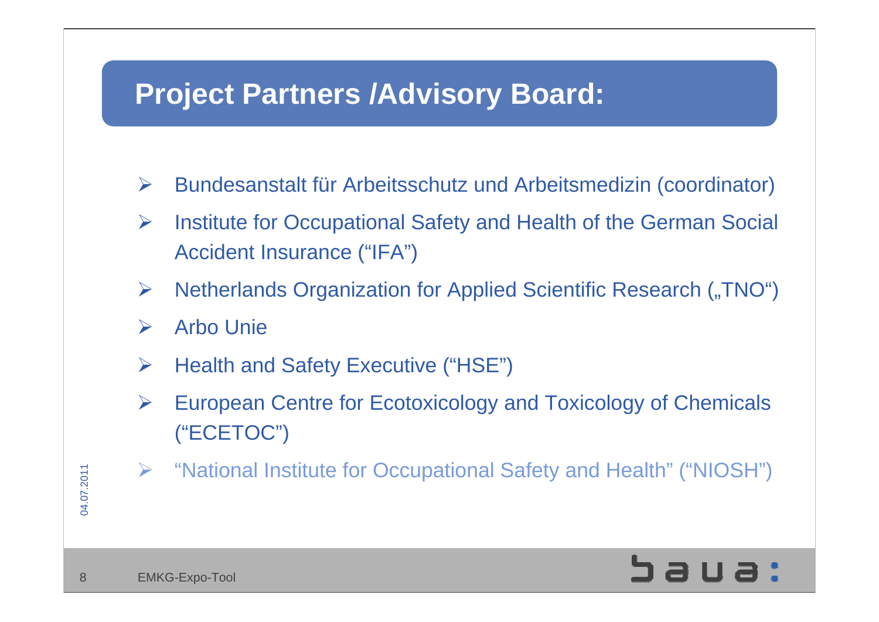## Project Partners /Advisory Board:

- Bundesanstalt für Arbeitsschutz und Arbeitsmedizin (coordinator)
- Institute for Occupational Safety and Health of the German Social Accident Insurance (“IFA”)
- Netherlands Organization for Applied Scientific Research („TNO“)
- Arbo Unie
- Health and Safety Executive (“HSE”)
- European Centre for Ecotoxicology and Toxicology of Chemicals (“ECETOC”)
- “National Institute for Occupational Safety and Health” (“NIOSH”)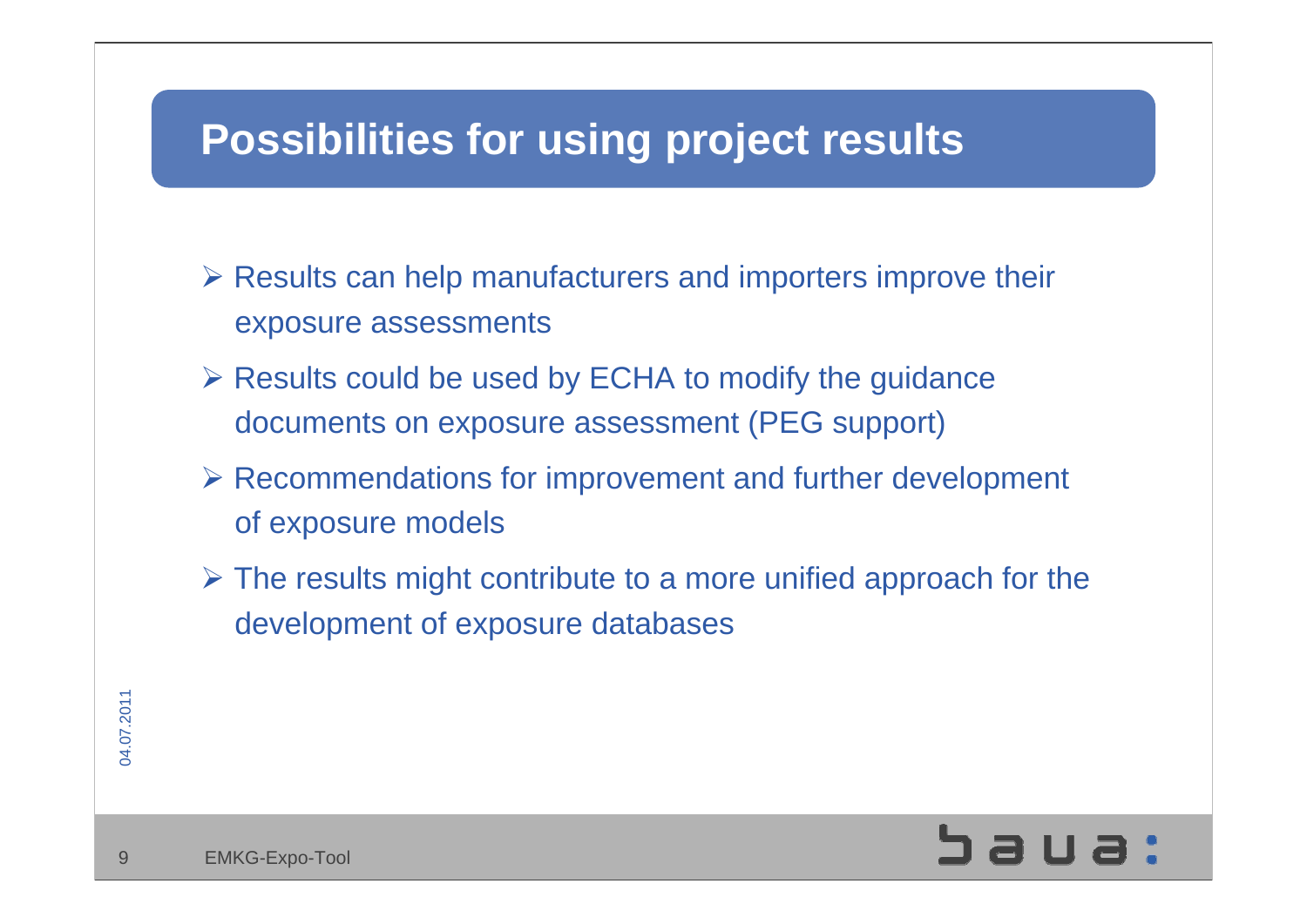# Possibilities for using project results

- Results can help manufacturers and importers improve their exposure assessments
- Results could be used by ECHA to modify the guidance documents on exposure assessment (PEG support)
- Recommendations for improvement and further development of exposure models
- The results might contribute to a more unified approach for the development of exposure databases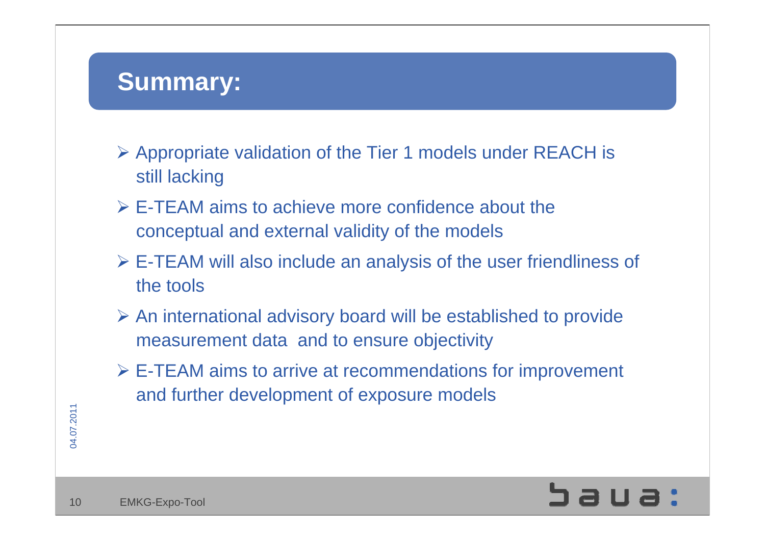## Summary:

- Appropriate validation of the Tier 1 models under REACH is still lacking
- E-TEAM aims to achieve more confidence about the conceptual and external validity of the models
- E-TEAM will also include an analysis of the user friendliness of the tools
- An international advisory board will be established to provide measurement data and to ensure objectivity
- E-TEAM aims to arrive at recommendations for improvement and further development of exposure models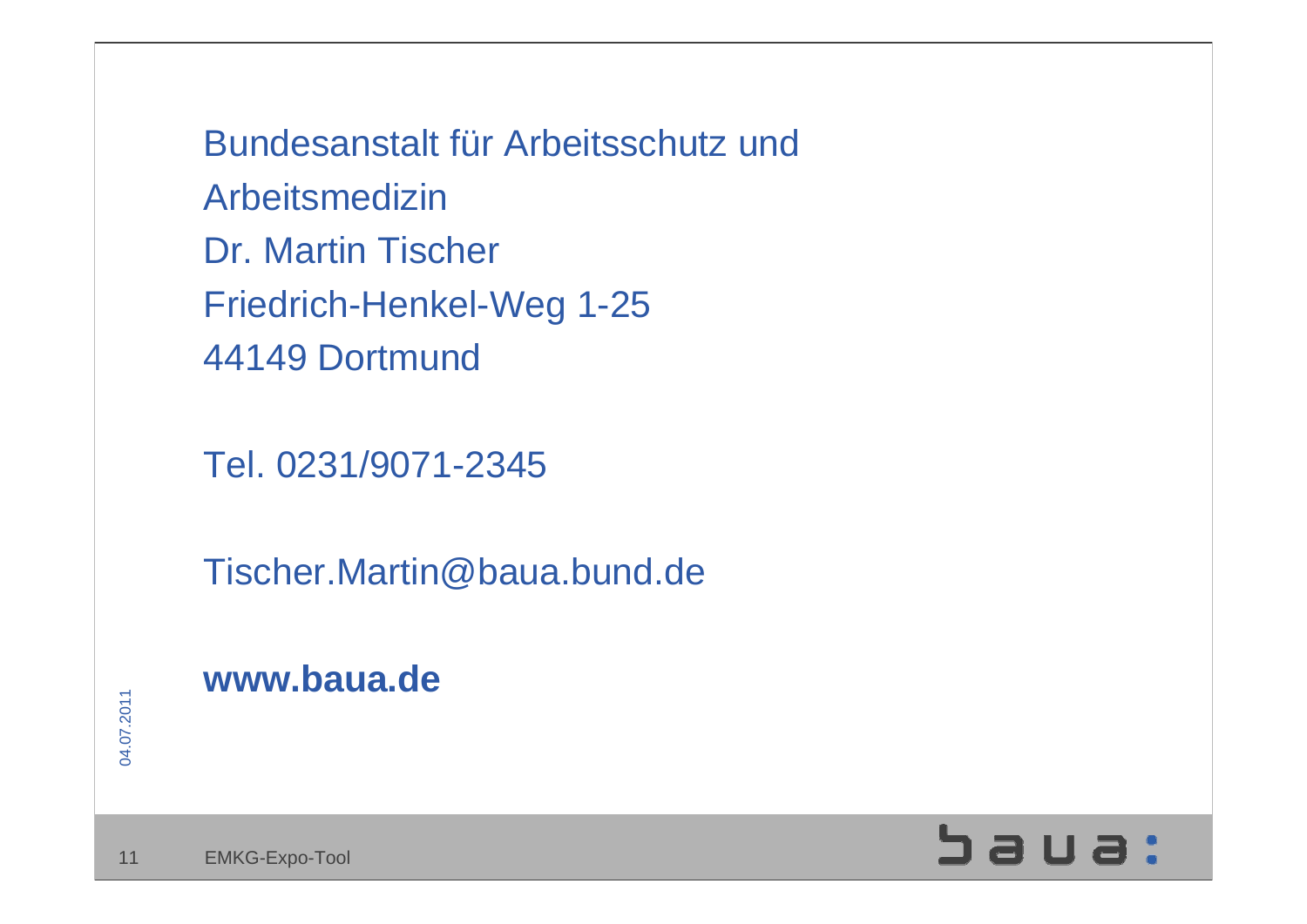Bundesanstalt für Arbeitsschutz und Arbeitsmedizin
Dr. Martin Tischer
Friedrich-Henkel-Weg 1-25
44149 Dortmund

Tel. 0231/9071-2345

Tischer.Martin@baua.bund.de

**www.baua.de**